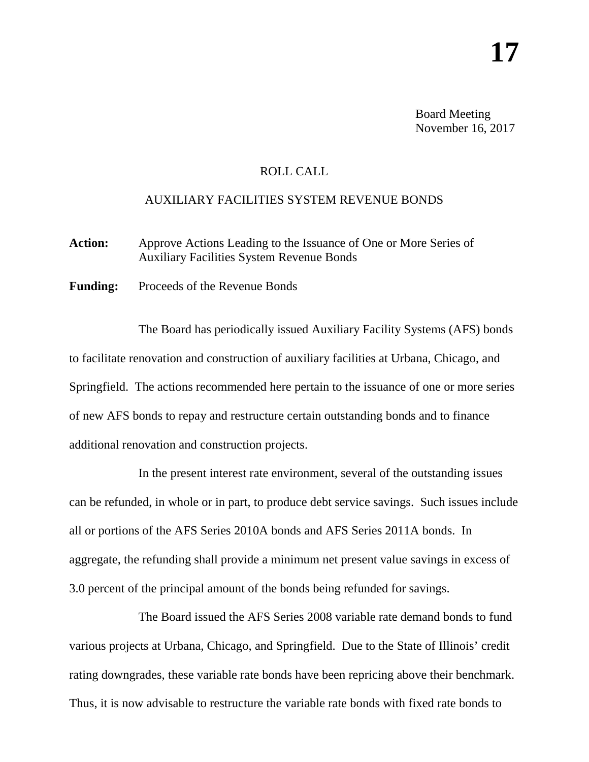**17**

Board Meeting
November 16, 2017

ROLL CALL

AUXILIARY FACILITIES SYSTEM REVENUE BONDS

**Action:** Approve Actions Leading to the Issuance of One or More Series of Auxiliary Facilities System Revenue Bonds

**Funding:** Proceeds of the Revenue Bonds

The Board has periodically issued Auxiliary Facility Systems (AFS) bonds to facilitate renovation and construction of auxiliary facilities at Urbana, Chicago, and Springfield. The actions recommended here pertain to the issuance of one or more series of new AFS bonds to repay and restructure certain outstanding bonds and to finance additional renovation and construction projects.

In the present interest rate environment, several of the outstanding issues can be refunded, in whole or in part, to produce debt service savings. Such issues include all or portions of the AFS Series 2010A bonds and AFS Series 2011A bonds. In aggregate, the refunding shall provide a minimum net present value savings in excess of 3.0 percent of the principal amount of the bonds being refunded for savings.

The Board issued the AFS Series 2008 variable rate demand bonds to fund various projects at Urbana, Chicago, and Springfield. Due to the State of Illinois' credit rating downgrades, these variable rate bonds have been repricing above their benchmark. Thus, it is now advisable to restructure the variable rate bonds with fixed rate bonds to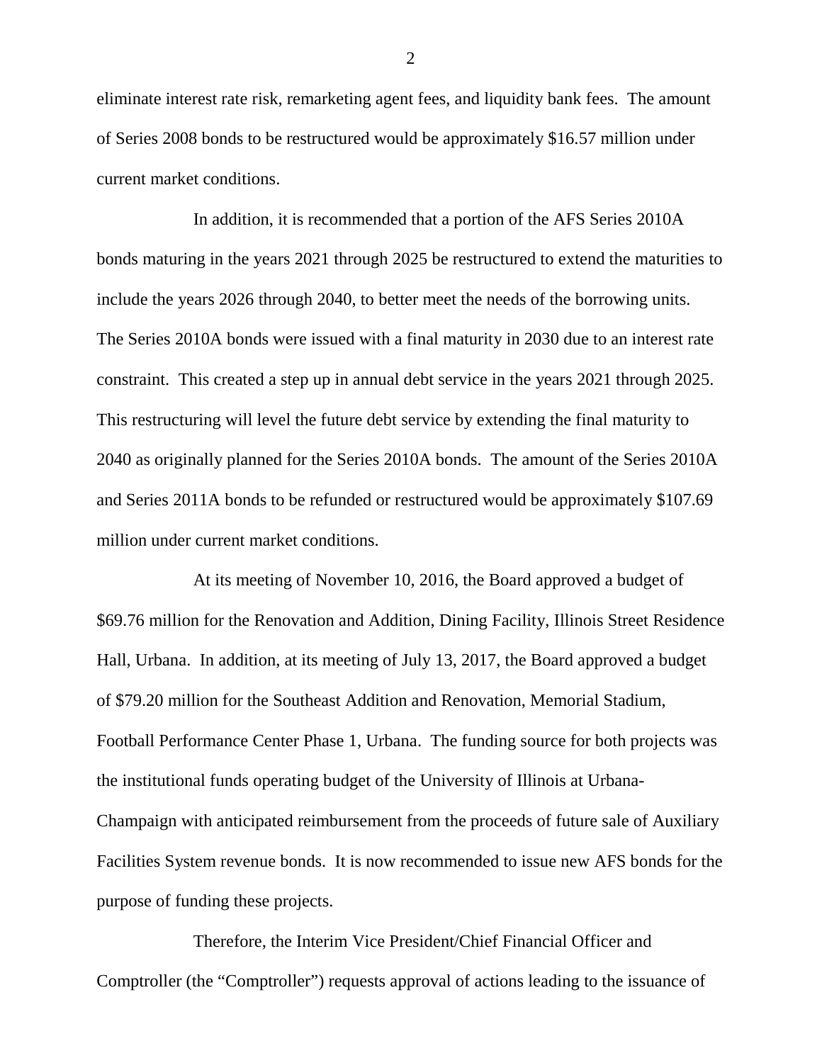eliminate interest rate risk, remarketing agent fees, and liquidity bank fees. The amount of Series 2008 bonds to be restructured would be approximately $16.57 million under current market conditions.

In addition, it is recommended that a portion of the AFS Series 2010A bonds maturing in the years 2021 through 2025 be restructured to extend the maturities to include the years 2026 through 2040, to better meet the needs of the borrowing units. The Series 2010A bonds were issued with a final maturity in 2030 due to an interest rate constraint. This created a step up in annual debt service in the years 2021 through 2025. This restructuring will level the future debt service by extending the final maturity to 2040 as originally planned for the Series 2010A bonds. The amount of the Series 2010A and Series 2011A bonds to be refunded or restructured would be approximately $107.69 million under current market conditions.

At its meeting of November 10, 2016, the Board approved a budget of $69.76 million for the Renovation and Addition, Dining Facility, Illinois Street Residence Hall, Urbana. In addition, at its meeting of July 13, 2017, the Board approved a budget of $79.20 million for the Southeast Addition and Renovation, Memorial Stadium, Football Performance Center Phase 1, Urbana. The funding source for both projects was the institutional funds operating budget of the University of Illinois at Urbana-Champaign with anticipated reimbursement from the proceeds of future sale of Auxiliary Facilities System revenue bonds. It is now recommended to issue new AFS bonds for the purpose of funding these projects.

Therefore, the Interim Vice President/Chief Financial Officer and Comptroller (the “Comptroller”) requests approval of actions leading to the issuance of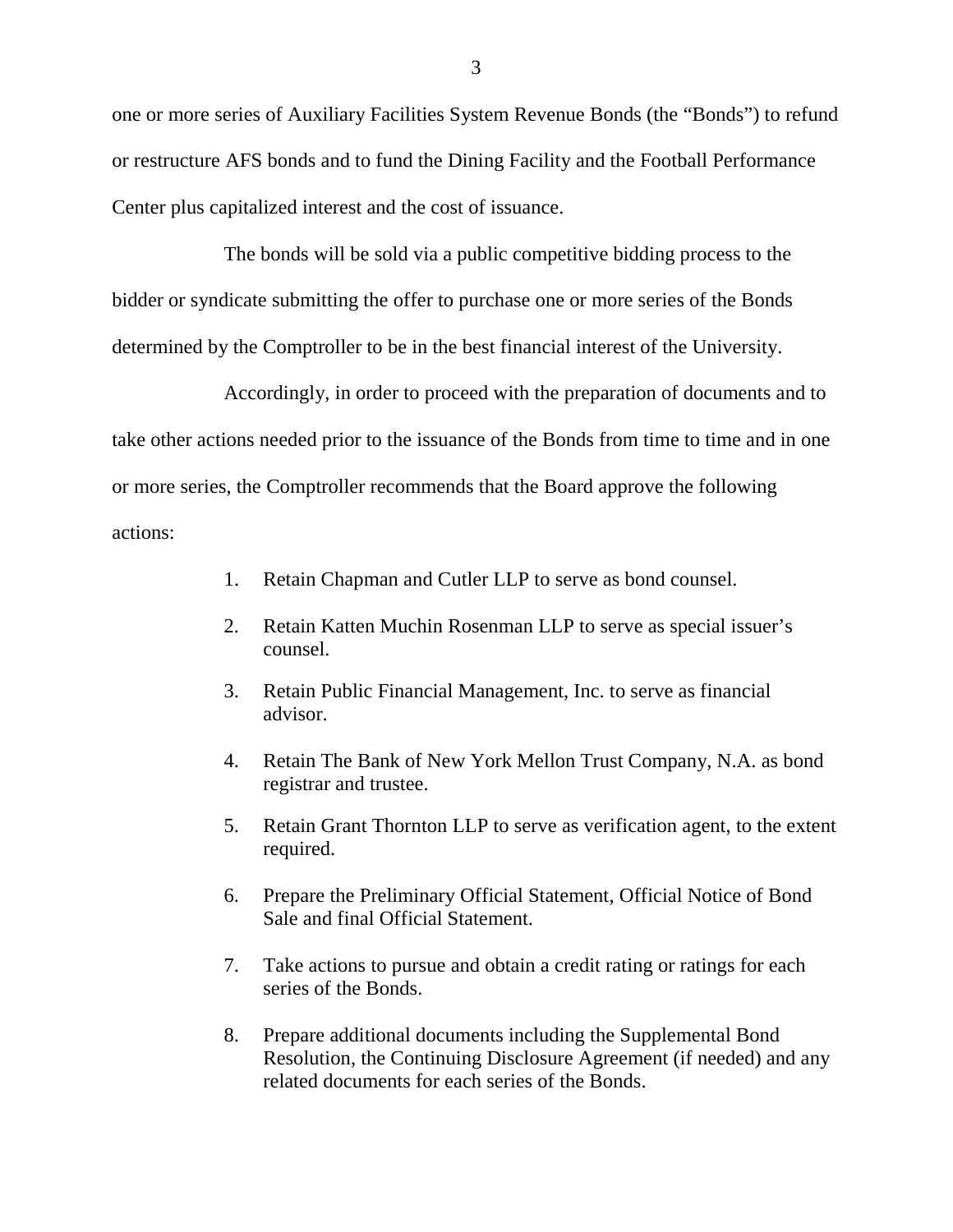one or more series of Auxiliary Facilities System Revenue Bonds (the "Bonds") to refund or restructure AFS bonds and to fund the Dining Facility and the Football Performance Center plus capitalized interest and the cost of issuance.

The bonds will be sold via a public competitive bidding process to the bidder or syndicate submitting the offer to purchase one or more series of the Bonds determined by the Comptroller to be in the best financial interest of the University.

Accordingly, in order to proceed with the preparation of documents and to take other actions needed prior to the issuance of the Bonds from time to time and in one or more series, the Comptroller recommends that the Board approve the following actions:

1. Retain Chapman and Cutler LLP to serve as bond counsel.
2. Retain Katten Muchin Rosenman LLP to serve as special issuer's counsel.
3. Retain Public Financial Management, Inc. to serve as financial advisor.
4. Retain The Bank of New York Mellon Trust Company, N.A. as bond registrar and trustee.
5. Retain Grant Thornton LLP to serve as verification agent, to the extent required.
6. Prepare the Preliminary Official Statement, Official Notice of Bond Sale and final Official Statement.
7. Take actions to pursue and obtain a credit rating or ratings for each series of the Bonds.
8. Prepare additional documents including the Supplemental Bond Resolution, the Continuing Disclosure Agreement (if needed) and any related documents for each series of the Bonds.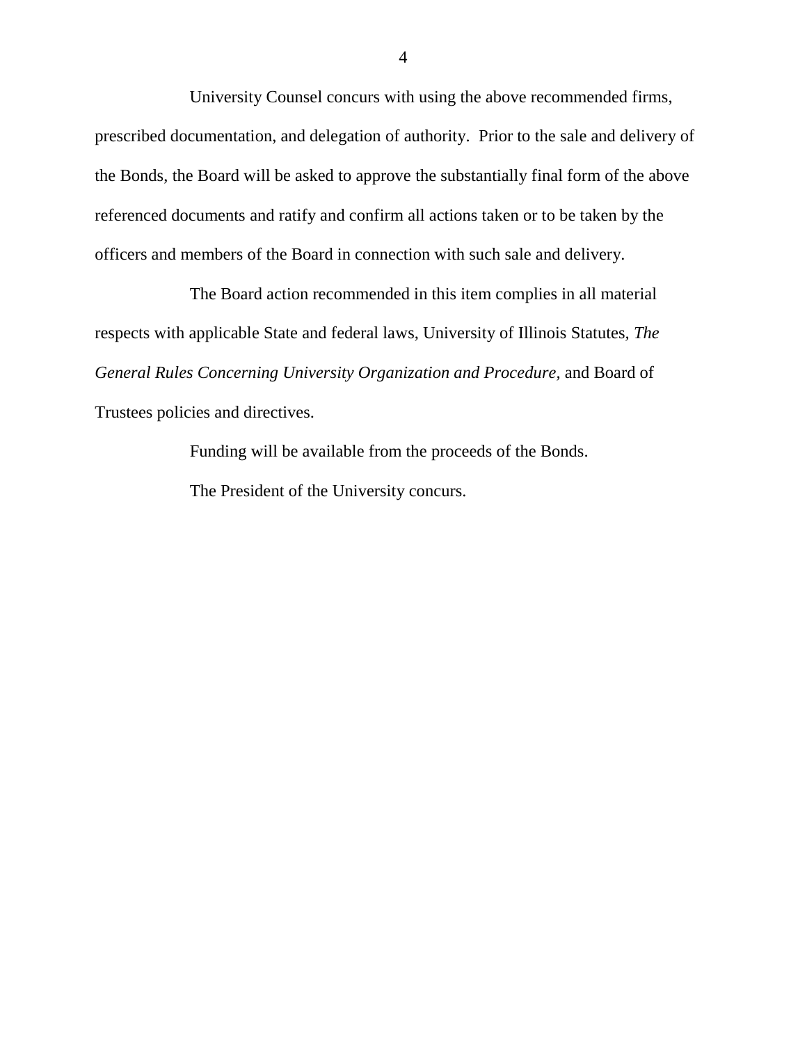University Counsel concurs with using the above recommended firms, prescribed documentation, and delegation of authority. Prior to the sale and delivery of the Bonds, the Board will be asked to approve the substantially final form of the above referenced documents and ratify and confirm all actions taken or to be taken by the officers and members of the Board in connection with such sale and delivery.

The Board action recommended in this item complies in all material respects with applicable State and federal laws, University of Illinois Statutes, *The General Rules Concerning University Organization and Procedure,* and Board of Trustees policies and directives.

Funding will be available from the proceeds of the Bonds.

The President of the University concurs.